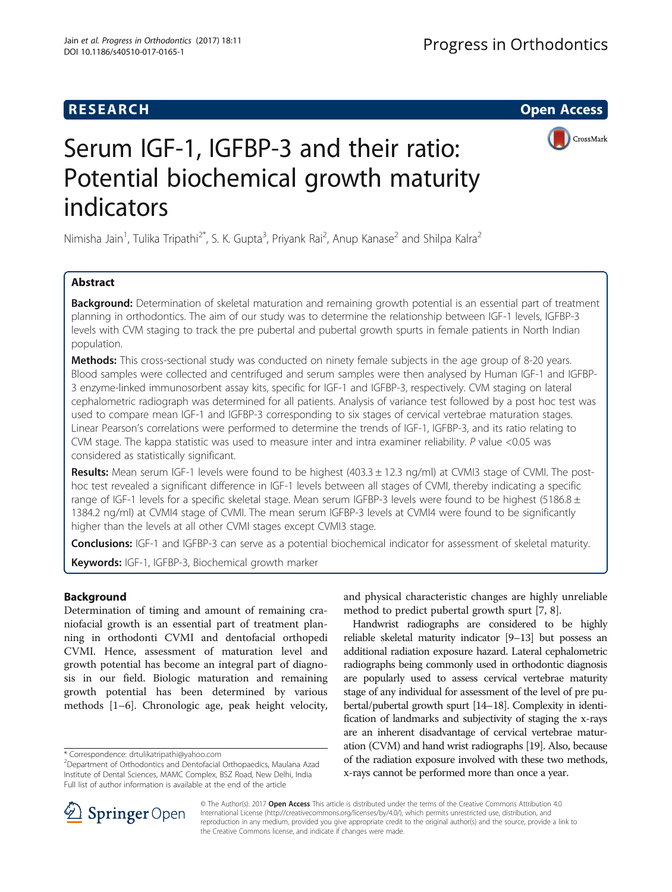**RESEARCH** **Open Access**

# Serum IGF-1, IGFBP-3 and their ratio: Potential biochemical growth maturity indicators

Nimisha Jain[1], Tulika Tripathi[2*], S. K. Gupta[3], Priyank Rai[2], Anup Kanase[2] and Shilpa Kalra[2]

## Abstract

**Background:** Determination of skeletal maturation and remaining growth potential is an essential part of treatment planning in orthodontics. The aim of our study was to determine the relationship between IGF-1 levels, IGFBP-3 levels with CVM staging to track the pre pubertal and pubertal growth spurts in female patients in North Indian population.

**Methods:** This cross-sectional study was conducted on ninety female subjects in the age group of 8-20 years. Blood samples were collected and centrifuged and serum samples were then analysed by Human IGF-1 and IGFBP-3 enzyme-linked immunosorbent assay kits, specific for IGF-1 and IGFBP-3, respectively. CVM staging on lateral cephalometric radiograph was determined for all patients. Analysis of variance test followed by a post hoc test was used to compare mean IGF-1 and IGFBP-3 corresponding to six stages of cervical vertebrae maturation stages. Linear Pearson's correlations were performed to determine the trends of IGF-1, IGFBP-3, and its ratio relating to CVM stage. The kappa statistic was used to measure inter and intra examiner reliability. *P* value <0.05 was considered as statistically significant.

**Results:** Mean serum IGF-1 levels were found to be highest (403.3 ± 12.3 ng/ml) at CVMI3 stage of CVMI. The post-hoc test revealed a significant difference in IGF-1 levels between all stages of CVMI, thereby indicating a specific range of IGF-1 levels for a specific skeletal stage. Mean serum IGFBP-3 levels were found to be highest (5186.8 ± 1384.2 ng/ml) at CVMI4 stage of CVMI. The mean serum IGFBP-3 levels at CVMI4 were found to be significantly higher than the levels at all other CVMI stages except CVMI3 stage.

**Conclusions:** IGF-1 and IGFBP-3 can serve as a potential biochemical indicator for assessment of skeletal maturity.

**Keywords:** IGF-1, IGFBP-3, Biochemical growth marker

## Background

Determination of timing and amount of remaining craniofacial growth is an essential part of treatment planning in orthodonti CVMI and dentofacial orthopedi CVMI. Hence, assessment of maturation level and growth potential has become an integral part of diagnosis in our field. Biologic maturation and remaining growth potential has been determined by various methods [1–6]. Chronologic age, peak height velocity, and physical characteristic changes are highly unreliable method to predict pubertal growth spurt [7, 8].

Handwrist radiographs are considered to be highly reliable skeletal maturity indicator [9–13] but possess an additional radiation exposure hazard. Lateral cephalometric radiographs being commonly used in orthodontic diagnosis are popularly used to assess cervical vertebrae maturity stage of any individual for assessment of the level of pre pubertal/pubertal growth spurt [14–18]. Complexity in identification of landmarks and subjectivity of staging the x-rays are an inherent disadvantage of cervical vertebrae maturation (CVM) and hand wrist radiographs [19]. Also, because of the radiation exposure involved with these two methods, x-rays cannot be performed more than once a year.

\* Correspondence: drtulikatripathi@yahoo.com
[2]Department of Orthodontics and Dentofacial Orthopaedics, Maulana Azad Institute of Dental Sciences, MAMC Complex, BSZ Road, New Delhi, India
Full list of author information is available at the end of the article

© The Author(s). 2017 **Open Access** This article is distributed under the terms of the Creative Commons Attribution 4.0 International License (http://creativecommons.org/licenses/by/4.0/), which permits unrestricted use, distribution, and reproduction in any medium, provided you give appropriate credit to the original author(s) and the source, provide a link to the Creative Commons license, and indicate if changes were made.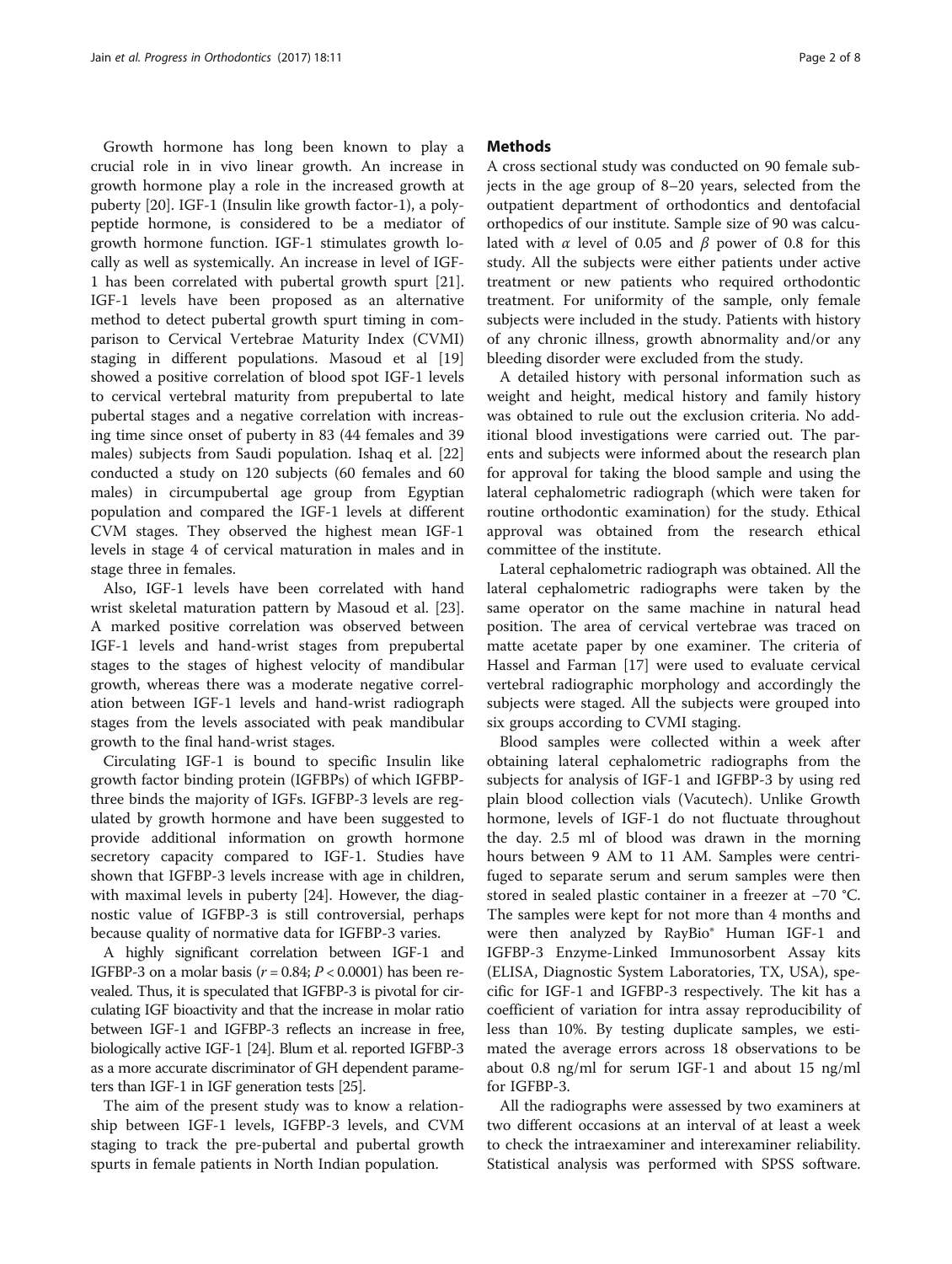Growth hormone has long been known to play a crucial role in in vivo linear growth. An increase in growth hormone play a role in the increased growth at puberty [20]. IGF-1 (Insulin like growth factor-1), a polypeptide hormone, is considered to be a mediator of growth hormone function. IGF-1 stimulates growth locally as well as systemically. An increase in level of IGF-1 has been correlated with pubertal growth spurt [21]. IGF-1 levels have been proposed as an alternative method to detect pubertal growth spurt timing in comparison to Cervical Vertebrae Maturity Index (CVMI) staging in different populations. Masoud et al [19] showed a positive correlation of blood spot IGF-1 levels to cervical vertebral maturity from prepubertal to late pubertal stages and a negative correlation with increasing time since onset of puberty in 83 (44 females and 39 males) subjects from Saudi population. Ishaq et al. [22] conducted a study on 120 subjects (60 females and 60 males) in circumpubertal age group from Egyptian population and compared the IGF-1 levels at different CVM stages. They observed the highest mean IGF-1 levels in stage 4 of cervical maturation in males and in stage three in females.

Also, IGF-1 levels have been correlated with hand wrist skeletal maturation pattern by Masoud et al. [23]. A marked positive correlation was observed between IGF-1 levels and hand-wrist stages from prepubertal stages to the stages of highest velocity of mandibular growth, whereas there was a moderate negative correlation between IGF-1 levels and hand-wrist radiograph stages from the levels associated with peak mandibular growth to the final hand-wrist stages.

Circulating IGF-1 is bound to specific Insulin like growth factor binding protein (IGFBPs) of which IGFBP-three binds the majority of IGFs. IGFBP-3 levels are regulated by growth hormone and have been suggested to provide additional information on growth hormone secretory capacity compared to IGF-1. Studies have shown that IGFBP-3 levels increase with age in children, with maximal levels in puberty [24]. However, the diagnostic value of IGFBP-3 is still controversial, perhaps because quality of normative data for IGFBP-3 varies.

A highly significant correlation between IGF-1 and IGFBP-3 on a molar basis ($r = 0.84$; $P < 0.0001$) has been revealed. Thus, it is speculated that IGFBP-3 is pivotal for circulating IGF bioactivity and that the increase in molar ratio between IGF-1 and IGFBP-3 reflects an increase in free, biologically active IGF-1 [24]. Blum et al. reported IGFBP-3 as a more accurate discriminator of GH dependent parameters than IGF-1 in IGF generation tests [25].

The aim of the present study was to know a relationship between IGF-1 levels, IGFBP-3 levels, and CVM staging to track the pre-pubertal and pubertal growth spurts in female patients in North Indian population.

## Methods

A cross sectional study was conducted on 90 female subjects in the age group of 8–20 years, selected from the outpatient department of orthodontics and dentofacial orthopedics of our institute. Sample size of 90 was calculated with $\alpha$ level of 0.05 and $\beta$ power of 0.8 for this study. All the subjects were either patients under active treatment or new patients who required orthodontic treatment. For uniformity of the sample, only female subjects were included in the study. Patients with history of any chronic illness, growth abnormality and/or any bleeding disorder were excluded from the study.

A detailed history with personal information such as weight and height, medical history and family history was obtained to rule out the exclusion criteria. No additional blood investigations were carried out. The parents and subjects were informed about the research plan for approval for taking the blood sample and using the lateral cephalometric radiograph (which were taken for routine orthodontic examination) for the study. Ethical approval was obtained from the research ethical committee of the institute.

Lateral cephalometric radiograph was obtained. All the lateral cephalometric radiographs were taken by the same operator on the same machine in natural head position. The area of cervical vertebrae was traced on matte acetate paper by one examiner. The criteria of Hassel and Farman [17] were used to evaluate cervical vertebral radiographic morphology and accordingly the subjects were staged. All the subjects were grouped into six groups according to CVMI staging.

Blood samples were collected within a week after obtaining lateral cephalometric radiographs from the subjects for analysis of IGF-1 and IGFBP-3 by using red plain blood collection vials (Vacutech). Unlike Growth hormone, levels of IGF-1 do not fluctuate throughout the day. 2.5 ml of blood was drawn in the morning hours between 9 AM to 11 AM. Samples were centrifuged to separate serum and serum samples were then stored in sealed plastic container in a freezer at −70 °C. The samples were kept for not more than 4 months and were then analyzed by RayBio® Human IGF-1 and IGFBP-3 Enzyme-Linked Immunosorbent Assay kits (ELISA, Diagnostic System Laboratories, TX, USA), specific for IGF-1 and IGFBP-3 respectively. The kit has a coefficient of variation for intra assay reproducibility of less than 10%. By testing duplicate samples, we estimated the average errors across 18 observations to be about 0.8 ng/ml for serum IGF-1 and about 15 ng/ml for IGFBP-3.

All the radiographs were assessed by two examiners at two different occasions at an interval of at least a week to check the intraexaminer and interexaminer reliability. Statistical analysis was performed with SPSS software.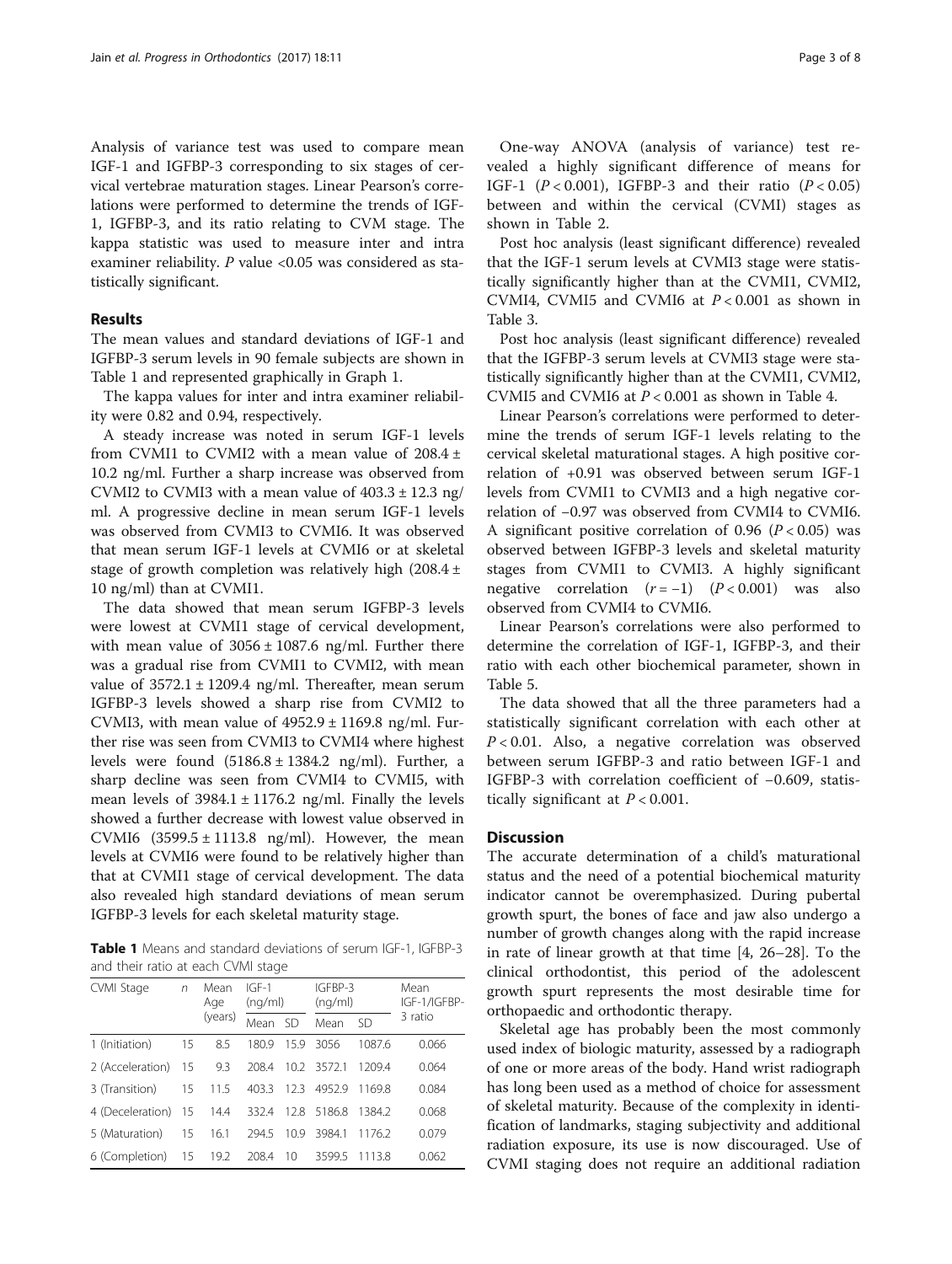Analysis of variance test was used to compare mean IGF-1 and IGFBP-3 corresponding to six stages of cervical vertebrae maturation stages. Linear Pearson's correlations were performed to determine the trends of IGF-1, IGFBP-3, and its ratio relating to CVM stage. The kappa statistic was used to measure inter and intra examiner reliability. $P$ value <0.05 was considered as statistically significant.

## Results

The mean values and standard deviations of IGF-1 and IGFBP-3 serum levels in 90 female subjects are shown in Table 1 and represented graphically in Graph 1.

The kappa values for inter and intra examiner reliability were 0.82 and 0.94, respectively.

A steady increase was noted in serum IGF-1 levels from CVMI1 to CVMI2 with a mean value of 208.4 ± 10.2 ng/ml. Further a sharp increase was observed from CVMI2 to CVMI3 with a mean value of 403.3 ± 12.3 ng/ml. A progressive decline in mean serum IGF-1 levels was observed from CVMI3 to CVMI6. It was observed that mean serum IGF-1 levels at CVMI6 or at skeletal stage of growth completion was relatively high (208.4 ± 10 ng/ml) than at CVMI1.

The data showed that mean serum IGFBP-3 levels were lowest at CVMI1 stage of cervical development, with mean value of 3056 ± 1087.6 ng/ml. Further there was a gradual rise from CVMI1 to CVMI2, with mean value of 3572.1 ± 1209.4 ng/ml. Thereafter, mean serum IGFBP-3 levels showed a sharp rise from CVMI2 to CVMI3, with mean value of 4952.9 ± 1169.8 ng/ml. Further rise was seen from CVMI3 to CVMI4 where highest levels were found (5186.8 ± 1384.2 ng/ml). Further, a sharp decline was seen from CVMI4 to CVMI5, with mean levels of 3984.1 ± 1176.2 ng/ml. Finally the levels showed a further decrease with lowest value observed in CVMI6 (3599.5 ± 1113.8 ng/ml). However, the mean levels at CVMI6 were found to be relatively higher than that at CVMI1 stage of cervical development. The data also revealed high standard deviations of mean serum IGFBP-3 levels for each skeletal maturity stage.

**Table 1** Means and standard deviations of serum IGF-1, IGFBP-3 and their ratio at each CVMI stage

| CVMI Stage | $n$ | Mean Age (years) | IGF-1 (ng/ml) | | IGFBP-3 (ng/ml) | | Mean IGF-1/IGFBP-3 ratio |
|---|---|---|---|---|---|---|---|
| | | | Mean | SD | Mean | SD | |
| 1 (Initiation) | 15 | 8.5 | 180.9 | 15.9 | 3056 | 1087.6 | 0.066 |
| 2 (Acceleration) | 15 | 9.3 | 208.4 | 10.2 | 3572.1 | 1209.4 | 0.064 |
| 3 (Transition) | 15 | 11.5 | 403.3 | 12.3 | 4952.9 | 1169.8 | 0.084 |
| 4 (Deceleration) | 15 | 14.4 | 332.4 | 12.8 | 5186.8 | 1384.2 | 0.068 |
| 5 (Maturation) | 15 | 16.1 | 294.5 | 10.9 | 3984.1 | 1176.2 | 0.079 |
| 6 (Completion) | 15 | 19.2 | 208.4 | 10 | 3599.5 | 1113.8 | 0.062 |

One-way ANOVA (analysis of variance) test revealed a highly significant difference of means for IGF-1 ($P < 0.001$), IGFBP-3 and their ratio ($P < 0.05$) between and within the cervical (CVMI) stages as shown in Table 2.

Post hoc analysis (least significant difference) revealed that the IGF-1 serum levels at CVMI3 stage were statistically significantly higher than at the CVMI1, CVMI2, CVMI4, CVMI5 and CVMI6 at $P < 0.001$ as shown in Table 3.

Post hoc analysis (least significant difference) revealed that the IGFBP-3 serum levels at CVMI3 stage were statistically significantly higher than at the CVMI1, CVMI2, CVMI5 and CVMI6 at $P < 0.001$ as shown in Table 4.

Linear Pearson's correlations were performed to determine the trends of serum IGF-1 levels relating to the cervical skeletal maturational stages. A high positive correlation of +0.91 was observed between serum IGF-1 levels from CVMI1 to CVMI3 and a high negative correlation of −0.97 was observed from CVMI4 to CVMI6. A significant positive correlation of 0.96 ($P < 0.05$) was observed between IGFBP-3 levels and skeletal maturity stages from CVMI1 to CVMI3. A highly significant negative correlation ($r = -1$) ($P < 0.001$) was also observed from CVMI4 to CVMI6.

Linear Pearson's correlations were also performed to determine the correlation of IGF-1, IGFBP-3, and their ratio with each other biochemical parameter, shown in Table 5.

The data showed that all the three parameters had a statistically significant correlation with each other at $P < 0.01$. Also, a negative correlation was observed between serum IGFBP-3 and ratio between IGF-1 and IGFBP-3 with correlation coefficient of −0.609, statistically significant at $P < 0.001$.

## Discussion

The accurate determination of a child's maturational status and the need of a potential biochemical maturity indicator cannot be overemphasized. During pubertal growth spurt, the bones of face and jaw also undergo a number of growth changes along with the rapid increase in rate of linear growth at that time [4, 26–28]. To the clinical orthodontist, this period of the adolescent growth spurt represents the most desirable time for orthopaedic and orthodontic therapy.

Skeletal age has probably been the most commonly used index of biologic maturity, assessed by a radiograph of one or more areas of the body. Hand wrist radiograph has long been used as a method of choice for assessment of skeletal maturity. Because of the complexity in identification of landmarks, staging subjectivity and additional radiation exposure, its use is now discouraged. Use of CVMI staging does not require an additional radiation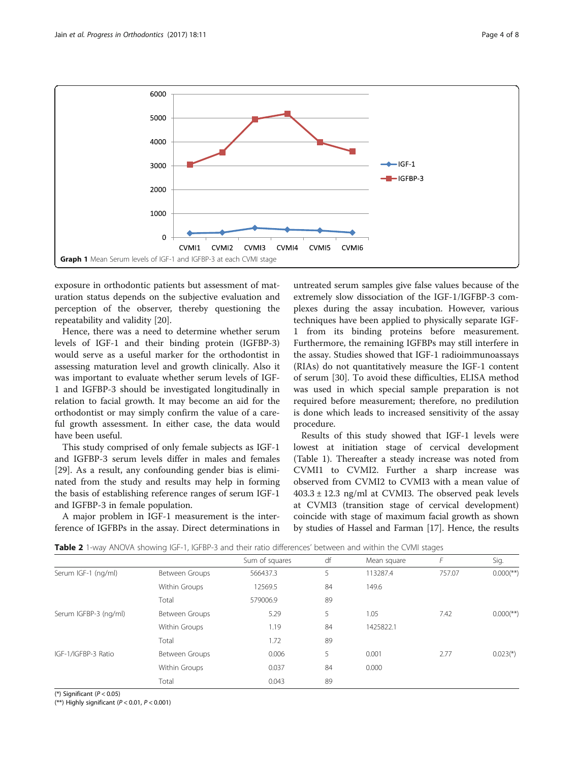Graph 1 Mean Serum levels of IGF-1 and IGFBP-3 at each CVMI stage

exposure in orthodontic patients but assessment of maturation status depends on the subjective evaluation and perception of the observer, thereby questioning the repeatability and validity [20].

Hence, there was a need to determine whether serum levels of IGF-1 and their binding protein (IGFBP-3) would serve as a useful marker for the orthodontist in assessing maturation level and growth clinically. Also it was important to evaluate whether serum levels of IGF-1 and IGFBP-3 should be investigated longitudinally in relation to facial growth. It may become an aid for the orthodontist or may simply confirm the value of a careful growth assessment. In either case, the data would have been useful.

This study comprised of only female subjects as IGF-1 and IGFBP-3 serum levels differ in males and females [29]. As a result, any confounding gender bias is eliminated from the study and results may help in forming the basis of establishing reference ranges of serum IGF-1 and IGFBP-3 in female population.

A major problem in IGF-1 measurement is the interference of IGFBPs in the assay. Direct determinations in untreated serum samples give false values because of the extremely slow dissociation of the IGF-1/IGFBP-3 complexes during the assay incubation. However, various techniques have been applied to physically separate IGF-1 from its binding proteins before measurement. Furthermore, the remaining IGFBPs may still interfere in the assay. Studies showed that IGF-1 radioimmunoassays (RIAs) do not quantitatively measure the IGF-1 content of serum [30]. To avoid these difficulties, ELISA method was used in which special sample preparation is not required before measurement; therefore, no predilution is done which leads to increased sensitivity of the assay procedure.

Results of this study showed that IGF-1 levels were lowest at initiation stage of cervical development (Table 1). Thereafter a steady increase was noted from CVMI1 to CVMI2. Further a sharp increase was observed from CVMI2 to CVMI3 with a mean value of 403.3 ± 12.3 ng/ml at CVMI3. The observed peak levels at CVMI3 (transition stage of cervical development) coincide with stage of maximum facial growth as shown by studies of Hassel and Farman [17]. Hence, the results

**Table 2** 1-way ANOVA showing IGF-1, IGFBP-3 and their ratio differences' between and within the CVMI stages

| | | Sum of squares | df | Mean square | F | Sig. |
|---|---|---|---|---|---|---|
| Serum IGF-1 (ng/ml) | Between Groups | 566437.3 | 5 | 113287.4 | 757.07 | 0.000(**) |
| | Within Groups | 12569.5 | 84 | 149.6 | | |
| | Total | 579006.9 | 89 | | | |
| Serum IGFBP-3 (ng/ml) | Between Groups | 5.29 | 5 | 1.05 | 7.42 | 0.000(**) |
| | Within Groups | 1.19 | 84 | 1425822.1 | | |
| | Total | 1.72 | 89 | | | |
| IGF-1/IGFBP-3 Ratio | Between Groups | 0.006 | 5 | 0.001 | 2.77 | 0.023(*) |
| | Within Groups | 0.037 | 84 | 0.000 | | |
| | Total | 0.043 | 89 | | | |

(*) Significant ($P < 0.05$)
(**) Highly significant ($P < 0.01$, $P < 0.001$)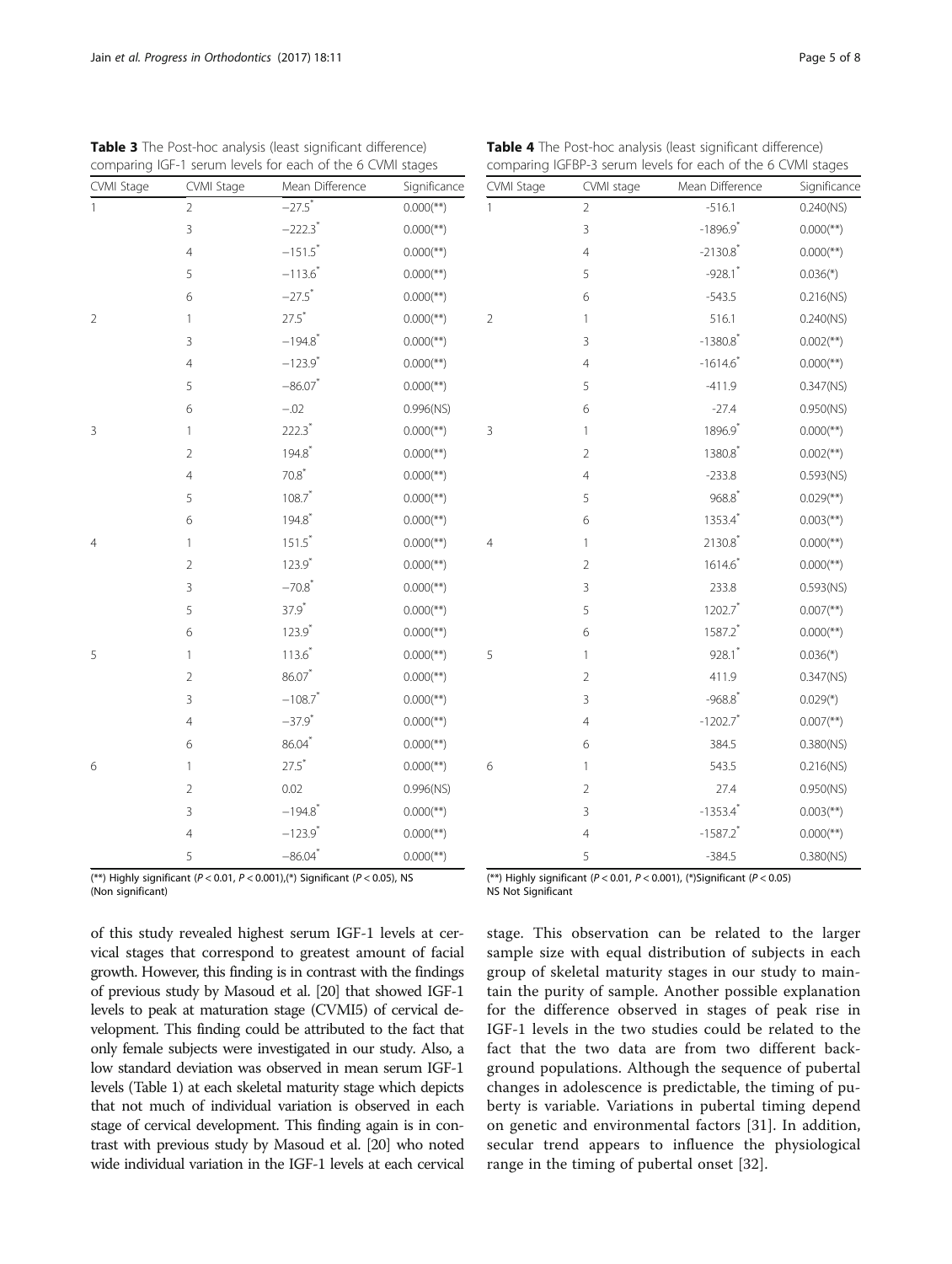**Table 3** The Post-hoc analysis (least significant difference) comparing IGF-1 serum levels for each of the 6 CVMI stages

| CVMI Stage | CVMI Stage | Mean Difference | Significance |
|---|---|---|---|
| 1 | 2 | −27.5* | 0.000(**) |
| | 3 | −222.3* | 0.000(**) |
| | 4 | −151.5* | 0.000(**) |
| | 5 | −113.6* | 0.000(**) |
| | 6 | −27.5* | 0.000(**) |
| 2 | 1 | 27.5* | 0.000(**) |
| | 3 | −194.8* | 0.000(**) |
| | 4 | −123.9* | 0.000(**) |
| | 5 | −86.07* | 0.000(**) |
| | 6 | −.02 | 0.996(NS) |
| 3 | 1 | 222.3* | 0.000(**) |
| | 2 | 194.8* | 0.000(**) |
| | 4 | 70.8* | 0.000(**) |
| | 5 | 108.7* | 0.000(**) |
| | 6 | 194.8* | 0.000(**) |
| 4 | 1 | 151.5* | 0.000(**) |
| | 2 | 123.9* | 0.000(**) |
| | 3 | −70.8* | 0.000(**) |
| | 5 | 37.9* | 0.000(**) |
| | 6 | 123.9* | 0.000(**) |
| 5 | 1 | 113.6* | 0.000(**) |
| | 2 | 86.07* | 0.000(**) |
| | 3 | −108.7* | 0.000(**) |
| | 4 | −37.9* | 0.000(**) |
| | 6 | 86.04* | 0.000(**) |
| 6 | 1 | 27.5* | 0.000(**) |
| | 2 | 0.02 | 0.996(NS) |
| | 3 | −194.8* | 0.000(**) |
| | 4 | −123.9* | 0.000(**) |
| | 5 | −86.04* | 0.000(**) |

(**) Highly significant ($P < 0.01$, $P < 0.001$),(*) Significant ($P < 0.05$), NS (Non significant)

**Table 4** The Post-hoc analysis (least significant difference) comparing IGFBP-3 serum levels for each of the 6 CVMI stages

| CVMI Stage | CVMI stage | Mean Difference | Significance |
|---|---|---|---|
| 1 | 2 | -516.1 | 0.240(NS) |
| | 3 | -1896.9* | 0.000(**) |
| | 4 | -2130.8* | 0.000(**) |
| | 5 | -928.1* | 0.036(*) |
| | 6 | -543.5 | 0.216(NS) |
| 2 | 1 | 516.1 | 0.240(NS) |
| | 3 | -1380.8* | 0.002(**) |
| | 4 | -1614.6* | 0.000(**) |
| | 5 | -411.9 | 0.347(NS) |
| | 6 | -27.4 | 0.950(NS) |
| 3 | 1 | 1896.9* | 0.000(**) |
| | 2 | 1380.8* | 0.002(**) |
| | 4 | -233.8 | 0.593(NS) |
| | 5 | 968.8* | 0.029(**) |
| | 6 | 1353.4* | 0.003(**) |
| 4 | 1 | 2130.8* | 0.000(**) |
| | 2 | 1614.6* | 0.000(**) |
| | 3 | 233.8 | 0.593(NS) |
| | 5 | 1202.7* | 0.007(**) |
| | 6 | 1587.2* | 0.000(**) |
| 5 | 1 | 928.1* | 0.036(*) |
| | 2 | 411.9 | 0.347(NS) |
| | 3 | -968.8* | 0.029(*) |
| | 4 | -1202.7* | 0.007(**) |
| | 6 | 384.5 | 0.380(NS) |
| 6 | 1 | 543.5 | 0.216(NS) |
| | 2 | 27.4 | 0.950(NS) |
| | 3 | -1353.4* | 0.003(**) |
| | 4 | -1587.2* | 0.000(**) |
| | 5 | -384.5 | 0.380(NS) |

(**) Highly significant ($P < 0.01$, $P < 0.001$), (*)Significant ($P < 0.05$) NS Not Significant

of this study revealed highest serum IGF-1 levels at cervical stages that correspond to greatest amount of facial growth. However, this finding is in contrast with the findings of previous study by Masoud et al. [20] that showed IGF-1 levels to peak at maturation stage (CVMI5) of cervical development. This finding could be attributed to the fact that only female subjects were investigated in our study. Also, a low standard deviation was observed in mean serum IGF-1 levels (Table 1) at each skeletal maturity stage which depicts that not much of individual variation is observed in each stage of cervical development. This finding again is in contrast with previous study by Masoud et al. [20] who noted wide individual variation in the IGF-1 levels at each cervical stage. This observation can be related to the larger sample size with equal distribution of subjects in each group of skeletal maturity stages in our study to maintain the purity of sample. Another possible explanation for the difference observed in stages of peak rise in IGF-1 levels in the two studies could be related to the fact that the two data are from two different background populations. Although the sequence of pubertal changes in adolescence is predictable, the timing of puberty is variable. Variations in pubertal timing depend on genetic and environmental factors [31]. In addition, secular trend appears to influence the physiological range in the timing of pubertal onset [32].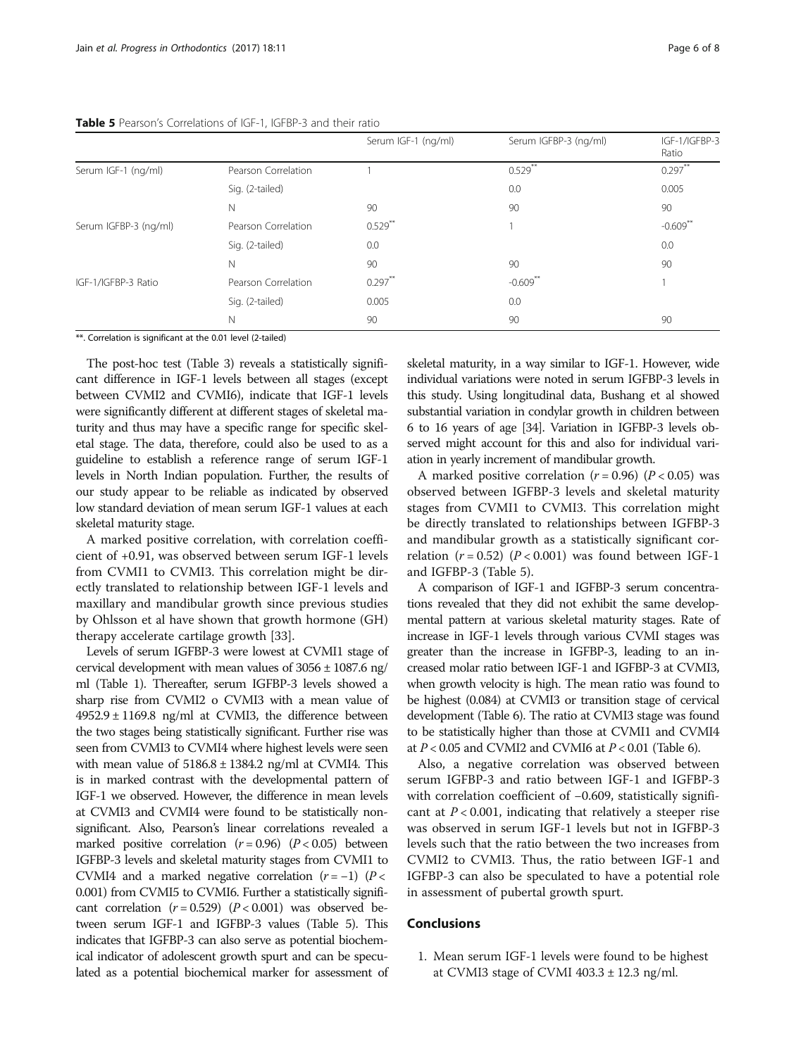**Table 5** Pearson's Correlations of IGF-1, IGFBP-3 and their ratio

| | | Serum IGF-1 (ng/ml) | Serum IGFBP-3 (ng/ml) | IGF-1/IGFBP-3 Ratio |
|---|---|---|---|---|
| Serum IGF-1 (ng/ml) | Pearson Correlation | 1 | 0.529** | 0.297** |
| | Sig. (2-tailed) | | 0.0 | 0.005 |
| | N | 90 | 90 | 90 |
| Serum IGFBP-3 (ng/ml) | Pearson Correlation | 0.529** | 1 | -0.609** |
| | Sig. (2-tailed) | 0.0 | | 0.0 |
| | N | 90 | 90 | 90 |
| IGF-1/IGFBP-3 Ratio | Pearson Correlation | 0.297** | -0.609** | 1 |
| | Sig. (2-tailed) | 0.005 | 0.0 | |
| | N | 90 | 90 | 90 |

**. Correlation is significant at the 0.01 level (2-tailed)

The post-hoc test (Table 3) reveals a statistically significant difference in IGF-1 levels between all stages (except between CVMI2 and CVMI6), indicate that IGF-1 levels were significantly different at different stages of skeletal maturity and thus may have a specific range for specific skeletal stage. The data, therefore, could also be used to as a guideline to establish a reference range of serum IGF-1 levels in North Indian population. Further, the results of our study appear to be reliable as indicated by observed low standard deviation of mean serum IGF-1 values at each skeletal maturity stage.

A marked positive correlation, with correlation coefficient of +0.91, was observed between serum IGF-1 levels from CVMI1 to CVMI3. This correlation might be directly translated to relationship between IGF-1 levels and maxillary and mandibular growth since previous studies by Ohlsson et al have shown that growth hormone (GH) therapy accelerate cartilage growth [33].

Levels of serum IGFBP-3 were lowest at CVMI1 stage of cervical development with mean values of 3056 ± 1087.6 ng/ml (Table 1). Thereafter, serum IGFBP-3 levels showed a sharp rise from CVMI2 o CVMI3 with a mean value of 4952.9 ± 1169.8 ng/ml at CVMI3, the difference between the two stages being statistically significant. Further rise was seen from CVMI3 to CVMI4 where highest levels were seen with mean value of 5186.8 ± 1384.2 ng/ml at CVMI4. This is in marked contrast with the developmental pattern of IGF-1 we observed. However, the difference in mean levels at CVMI3 and CVMI4 were found to be statistically nonsignificant. Also, Pearson's linear correlations revealed a marked positive correlation ($r = 0.96$) ($P < 0.05$) between IGFBP-3 levels and skeletal maturity stages from CVMI1 to CVMI4 and a marked negative correlation ($r = -1$) ($P < 0.001$) from CVMI5 to CVMI6. Further a statistically significant correlation ($r = 0.529$) ($P < 0.001$) was observed between serum IGF-1 and IGFBP-3 values (Table 5). This indicates that IGFBP-3 can also serve as potential biochemical indicator of adolescent growth spurt and can be speculated as a potential biochemical marker for assessment of skeletal maturity, in a way similar to IGF-1. However, wide individual variations were noted in serum IGFBP-3 levels in this study. Using longitudinal data, Bushang et al showed substantial variation in condylar growth in children between 6 to 16 years of age [34]. Variation in IGFBP-3 levels observed might account for this and also for individual variation in yearly increment of mandibular growth.

A marked positive correlation ($r = 0.96$) ($P < 0.05$) was observed between IGFBP-3 levels and skeletal maturity stages from CVMI1 to CVMI3. This correlation might be directly translated to relationships between IGFBP-3 and mandibular growth as a statistically significant correlation ($r = 0.52$) ($P < 0.001$) was found between IGF-1 and IGFBP-3 (Table 5).

A comparison of IGF-1 and IGFBP-3 serum concentrations revealed that they did not exhibit the same developmental pattern at various skeletal maturity stages. Rate of increase in IGF-1 levels through various CVMI stages was greater than the increase in IGFBP-3, leading to an increased molar ratio between IGF-1 and IGFBP-3 at CVMI3, when growth velocity is high. The mean ratio was found to be highest (0.084) at CVMI3 or transition stage of cervical development (Table 6). The ratio at CVMI3 stage was found to be statistically higher than those at CVMI1 and CVMI4 at $P < 0.05$ and CVMI2 and CVMI6 at $P < 0.01$ (Table 6).

Also, a negative correlation was observed between serum IGFBP-3 and ratio between IGF-1 and IGFBP-3 with correlation coefficient of −0.609, statistically significant at $P < 0.001$, indicating that relatively a steeper rise was observed in serum IGF-1 levels but not in IGFBP-3 levels such that the ratio between the two increases from CVMI2 to CVMI3. Thus, the ratio between IGF-1 and IGFBP-3 can also be speculated to have a potential role in assessment of pubertal growth spurt.

## Conclusions

1. Mean serum IGF-1 levels were found to be highest at CVMI3 stage of CVMI 403.3 ± 12.3 ng/ml.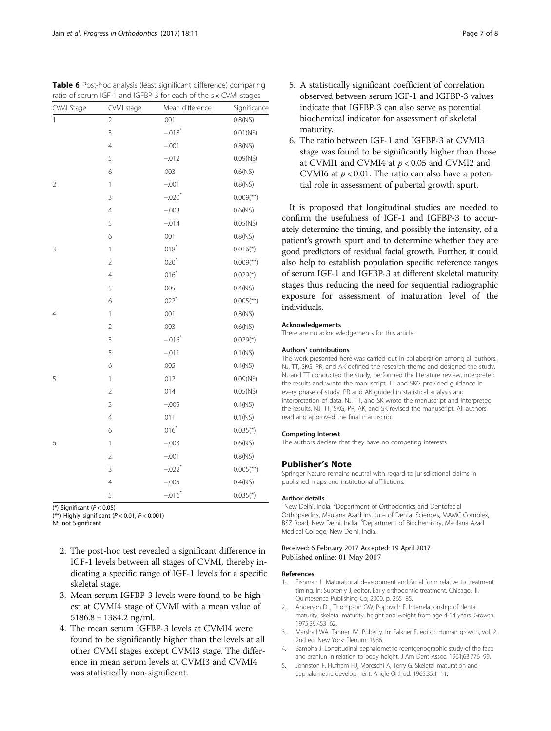**Table 6** Post-hoc analysis (least significant difference) comparing ratio of serum IGF-1 and IGFBP-3 for each of the six CVMI stages

| CVMI Stage | CVMI stage | Mean difference | Significance |
|---|---|---|---|
| 1 | 2 | .001 | 0.8(NS) |
| | 3 | −.018* | 0.01(NS) |
| | 4 | −.001 | 0.8(NS) |
| | 5 | −.012 | 0.09(NS) |
| | 6 | .003 | 0.6(NS) |
| 2 | 1 | −.001 | 0.8(NS) |
| | 3 | −.020* | 0.009(**) |
| | 4 | −.003 | 0.6(NS) |
| | 5 | −.014 | 0.05(NS) |
| | 6 | .001 | 0.8(NS) |
| 3 | 1 | .018* | 0.016(*) |
| | 2 | .020* | 0.009(**) |
| | 4 | .016* | 0.029(*) |
| | 5 | .005 | 0.4(NS) |
| | 6 | .022* | 0.005(**) |
| 4 | 1 | .001 | 0.8(NS) |
| | 2 | .003 | 0.6(NS) |
| | 3 | −.016* | 0.029(*) |
| | 5 | −.011 | 0.1(NS) |
| | 6 | .005 | 0.4(NS) |
| 5 | 1 | .012 | 0.09(NS) |
| | 2 | .014 | 0.05(NS) |
| | 3 | −.005 | 0.4(NS) |
| | 4 | .011 | 0.1(NS) |
| | 6 | .016* | 0.035(*) |
| 6 | 1 | −.003 | 0.6(NS) |
| | 2 | −.001 | 0.8(NS) |
| | 3 | −.022* | 0.005(**) |
| | 4 | −.005 | 0.4(NS) |
| | 5 | −.016* | 0.035(*) |

(*) Significant ($P < 0.05$)
(**) Highly significant ($P < 0.01$, $P < 0.001$)
NS not Significant

2. The post-hoc test revealed a significant difference in IGF-1 levels between all stages of CVMI, thereby indicating a specific range of IGF-1 levels for a specific skeletal stage.
3. Mean serum IGFBP-3 levels were found to be highest at CVMI4 stage of CVMI with a mean value of 5186.8 ± 1384.2 ng/ml.
4. The mean serum IGFBP-3 levels at CVMI4 were found to be significantly higher than the levels at all other CVMI stages except CVMI3 stage. The difference in mean serum levels at CVMI3 and CVMI4 was statistically non-significant.
5. A statistically significant coefficient of correlation observed between serum IGF-1 and IGFBP-3 values indicate that IGFBP-3 can also serve as potential biochemical indicator for assessment of skeletal maturity.
6. The ratio between IGF-1 and IGFBP-3 at CVMI3 stage was found to be significantly higher than those at CVMI1 and CVMI4 at $p < 0.05$ and CVMI2 and CVMI6 at $p < 0.01$. The ratio can also have a potential role in assessment of pubertal growth spurt.

It is proposed that longitudinal studies are needed to confirm the usefulness of IGF-1 and IGFBP-3 to accurately determine the timing, and possibly the intensity, of a patient's growth spurt and to determine whether they are good predictors of residual facial growth. Further, it could also help to establish population specific reference ranges of serum IGF-1 and IGFBP-3 at different skeletal maturity stages thus reducing the need for sequential radiographic exposure for assessment of maturation level of the individuals.

#### Acknowledgements

There are no acknowledgements for this article.

#### Authors' contributions

The work presented here was carried out in collaboration among all authors. NJ, TT, SKG, PR, and AK defined the research theme and designed the study. NJ and TT conducted the study, performed the literature review, interpreted the results and wrote the manuscript. TT and SKG provided guidance in every phase of study. PR and AK guided in statistical analysis and interpretation of data. NJ, TT, and SK wrote the manuscript and interpreted the results. NJ, TT, SKG, PR, AK, and SK revised the manuscript. All authors read and approved the final manuscript.

#### Competing Interest

The authors declare that they have no competing interests.

## Publisher's Note

Springer Nature remains neutral with regard to jurisdictional claims in published maps and institutional affiliations.

#### Author details

[1]New Delhi, India. [2]Department of Orthodontics and Dentofacial Orthopaedics, Maulana Azad Institute of Dental Sciences, MAMC Complex, BSZ Road, New Delhi, India. [3]Department of Biochemistry, Maulana Azad Medical College, New Delhi, India.

Received: 6 February 2017 Accepted: 19 April 2017
Published online: 01 May 2017

#### References

1. Fishman L. Maturational development and facial form relative to treatment timing. In: Subtenly J, editor. Early orthodontic treatment. Chicago, Ill: Quintesence Publishing Co; 2000. p. 265–85.
2. Anderson DL, Thompson GW, Popovich F. Interrelationship of dental maturity, skeletal maturity, height and weight from age 4-14 years. Growth. 1975;39:453–62.
3. Marshall WA, Tanner JM. Puberty. In: Falkner F, editor. Human growth, vol. 2. 2nd ed. New York: Plenum; 1986.
4. Bambha J. Longitudinal cephalometric roentgenographic study of the face and craniun in relation to body height. J Am Dent Assoc. 1961;63:776–99.
5. Johnston F, Hufham HJ, Moreschi A, Terry G. Skeletal maturation and cephalometric development. Angle Orthod. 1965;35:1–11.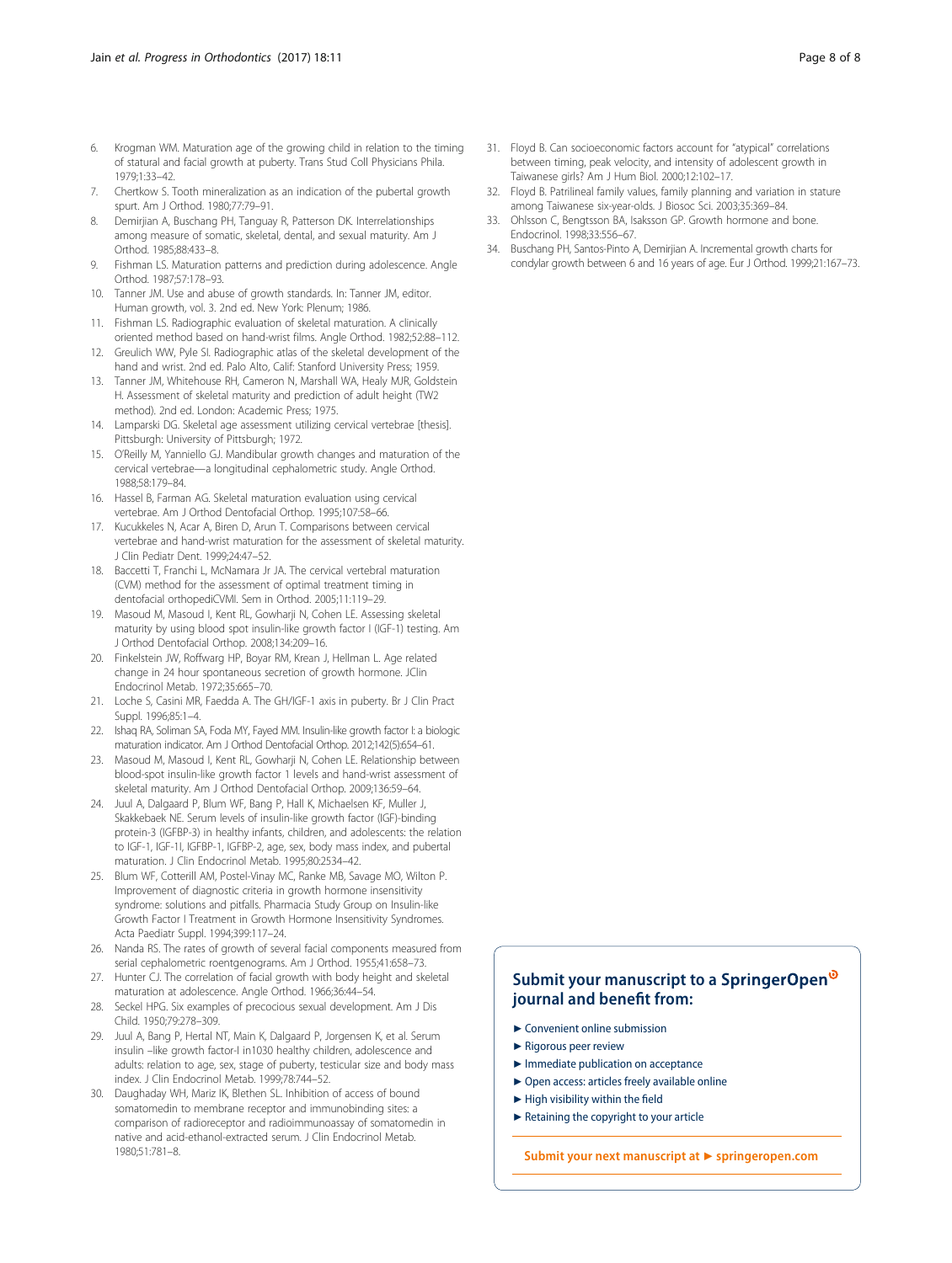6. Krogman WM. Maturation age of the growing child in relation to the timing of statural and facial growth at puberty. Trans Stud Coll Physicians Phila. 1979;1:33–42.
7. Chertkow S. Tooth mineralization as an indication of the pubertal growth spurt. Am J Orthod. 1980;77:79–91.
8. Demirjian A, Buschang PH, Tanguay R, Patterson DK. Interrelationships among measure of somatic, skeletal, dental, and sexual maturity. Am J Orthod. 1985;88:433–8.
9. Fishman LS. Maturation patterns and prediction during adolescence. Angle Orthod. 1987;57:178–93.
10. Tanner JM. Use and abuse of growth standards. In: Tanner JM, editor. Human growth, vol. 3. 2nd ed. New York: Plenum; 1986.
11. Fishman LS. Radiographic evaluation of skeletal maturation. A clinically oriented method based on hand-wrist films. Angle Orthod. 1982;52:88–112.
12. Greulich WW, Pyle SI. Radiographic atlas of the skeletal development of the hand and wrist. 2nd ed. Palo Alto, Calif: Stanford University Press; 1959.
13. Tanner JM, Whitehouse RH, Cameron N, Marshall WA, Healy MJR, Goldstein H. Assessment of skeletal maturity and prediction of adult height (TW2 method). 2nd ed. London: Academic Press; 1975.
14. Lamparski DG. Skeletal age assessment utilizing cervical vertebrae [thesis]. Pittsburgh: University of Pittsburgh; 1972.
15. O'Reilly M, Yanniello GJ. Mandibular growth changes and maturation of the cervical vertebrae—a longitudinal cephalometric study. Angle Orthod. 1988;58:179–84.
16. Hassel B, Farman AG. Skeletal maturation evaluation using cervical vertebrae. Am J Orthod Dentofacial Orthop. 1995;107:58–66.
17. Kucukkeles N, Acar A, Biren D, Arun T. Comparisons between cervical vertebrae and hand-wrist maturation for the assessment of skeletal maturity. J Clin Pediatr Dent. 1999;24:47–52.
18. Baccetti T, Franchi L, McNamara Jr JA. The cervical vertebral maturation (CVM) method for the assessment of optimal treatment timing in dentofacial orthopediCVMl. Sem in Orthod. 2005;11:119–29.
19. Masoud M, Masoud I, Kent RL, Gowharji N, Cohen LE. Assessing skeletal maturity by using blood spot insulin-like growth factor I (IGF-1) testing. Am J Orthod Dentofacial Orthop. 2008;134:209–16.
20. Finkelstein JW, Roffwarg HP, Boyar RM, Krean J, Hellman L. Age related change in 24 hour spontaneous secretion of growth hormone. JClin Endocrinol Metab. 1972;35:665–70.
21. Loche S, Casini MR, Faedda A. The GH/IGF-1 axis in puberty. Br J Clin Pract Suppl. 1996;85:1–4.
22. Ishaq RA, Soliman SA, Foda MY, Fayed MM. Insulin-like growth factor I: a biologic maturation indicator. Am J Orthod Dentofacial Orthop. 2012;142(5):654–61.
23. Masoud M, Masoud I, Kent RL, Gowharji N, Cohen LE. Relationship between blood-spot insulin-like growth factor 1 levels and hand-wrist assessment of skeletal maturity. Am J Orthod Dentofacial Orthop. 2009;136:59–64.
24. Juul A, Dalgaard P, Blum WF, Bang P, Hall K, Michaelsen KF, Muller J, Skakkebaek NE. Serum levels of insulin-like growth factor (IGF)-binding protein-3 (IGFBP-3) in healthy infants, children, and adolescents: the relation to IGF-1, IGF-1I, IGFBP-1, IGFBP-2, age, sex, body mass index, and pubertal maturation. J Clin Endocrinol Metab. 1995;80:2534–42.
25. Blum WF, Cotterill AM, Postel-Vinay MC, Ranke MB, Savage MO, Wilton P. Improvement of diagnostic criteria in growth hormone insensitivity syndrome: solutions and pitfalls. Pharmacia Study Group on Insulin-like Growth Factor I Treatment in Growth Hormone Insensitivity Syndromes. Acta Paediatr Suppl. 1994;399:117–24.
26. Nanda RS. The rates of growth of several facial components measured from serial cephalometric roentgenograms. Am J Orthod. 1955;41:658–73.
27. Hunter CJ. The correlation of facial growth with body height and skeletal maturation at adolescence. Angle Orthod. 1966;36:44–54.
28. Seckel HPG. Six examples of precocious sexual development. Am J Dis Child. 1950;79:278–309.
29. Juul A, Bang P, Hertal NT, Main K, Dalgaard P, Jorgensen K, et al. Serum insulin –like growth factor-I in1030 healthy children, adolescence and adults: relation to age, sex, stage of puberty, testicular size and body mass index. J Clin Endocrinol Metab. 1999;78:744–52.
30. Daughaday WH, Mariz IK, Blethen SL. Inhibition of access of bound somatomedin to membrane receptor and immunobinding sites: a comparison of radioreceptor and radioimmunoassay of somatomedin in native and acid-ethanol-extracted serum. J Clin Endocrinol Metab. 1980;51:781–8.
31. Floyd B. Can socioeconomic factors account for "atypical" correlations between timing, peak velocity, and intensity of adolescent growth in Taiwanese girls? Am J Hum Biol. 2000;12:102–17.
32. Floyd B. Patrilineal family values, family planning and variation in stature among Taiwanese six-year-olds. J Biosoc Sci. 2003;35:369–84.
33. Ohlsson C, Bengtsson BA, Isaksson GP. Growth hormone and bone. Endocrinol. 1998;33:556–67.
34. Buschang PH, Santos-Pinto A, Demirjian A. Incremental growth charts for condylar growth between 6 and 16 years of age. Eur J Orthod. 1999;21:167–73.

**Submit your manuscript to a SpringerOpen journal and benefit from:**

- ► Convenient online submission
- ► Rigorous peer review
- ► Immediate publication on acceptance
- ► Open access: articles freely available online
- ► High visibility within the field
- ► Retaining the copyright to your article

**Submit your next manuscript at ► springeropen.com**